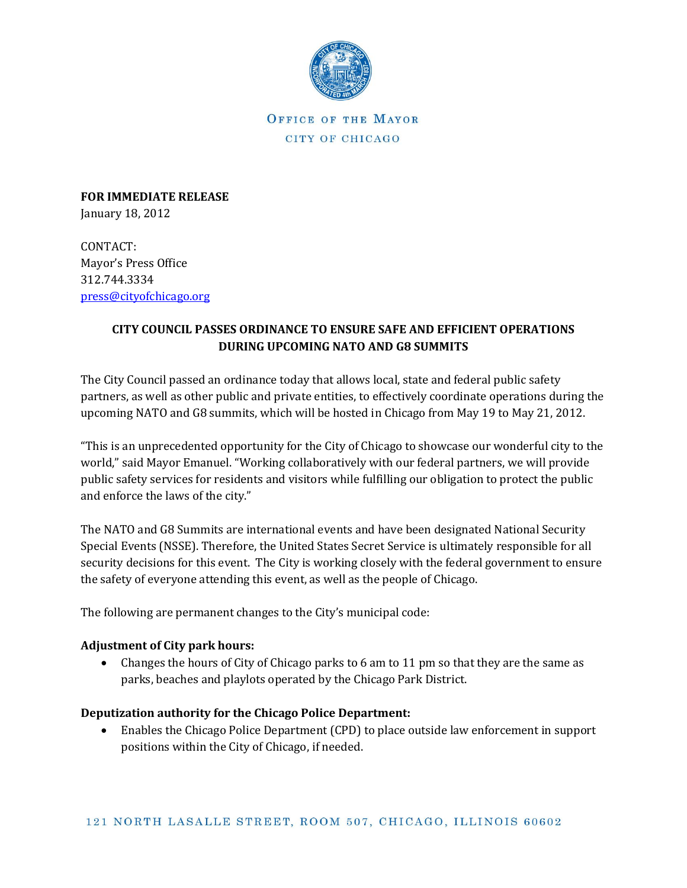OFFICE OF THE MAYOR

CITY OF CHICAGO

**FOR IMMEDIATE RELEASE**
January 18, 2012

CONTACT:
Mayor's Press Office
312.744.3334
press@cityofchicago.org

**CITY COUNCIL PASSES ORDINANCE TO ENSURE SAFE AND EFFICIENT OPERATIONS DURING UPCOMING NATO AND G8 SUMMITS**

The City Council passed an ordinance today that allows local, state and federal public safety partners, as well as other public and private entities, to effectively coordinate operations during the upcoming NATO and G8 summits, which will be hosted in Chicago from May 19 to May 21, 2012.

"This is an unprecedented opportunity for the City of Chicago to showcase our wonderful city to the world," said Mayor Emanuel. "Working collaboratively with our federal partners, we will provide public safety services for residents and visitors while fulfilling our obligation to protect the public and enforce the laws of the city."

The NATO and G8 Summits are international events and have been designated National Security Special Events (NSSE). Therefore, the United States Secret Service is ultimately responsible for all security decisions for this event. The City is working closely with the federal government to ensure the safety of everyone attending this event, as well as the people of Chicago.

The following are permanent changes to the City's municipal code:

**Adjustment of City park hours:**

- Changes the hours of City of Chicago parks to 6 am to 11 pm so that they are the same as parks, beaches and playlots operated by the Chicago Park District.

**Deputization authority for the Chicago Police Department:**

- Enables the Chicago Police Department (CPD) to place outside law enforcement in support positions within the City of Chicago, if needed.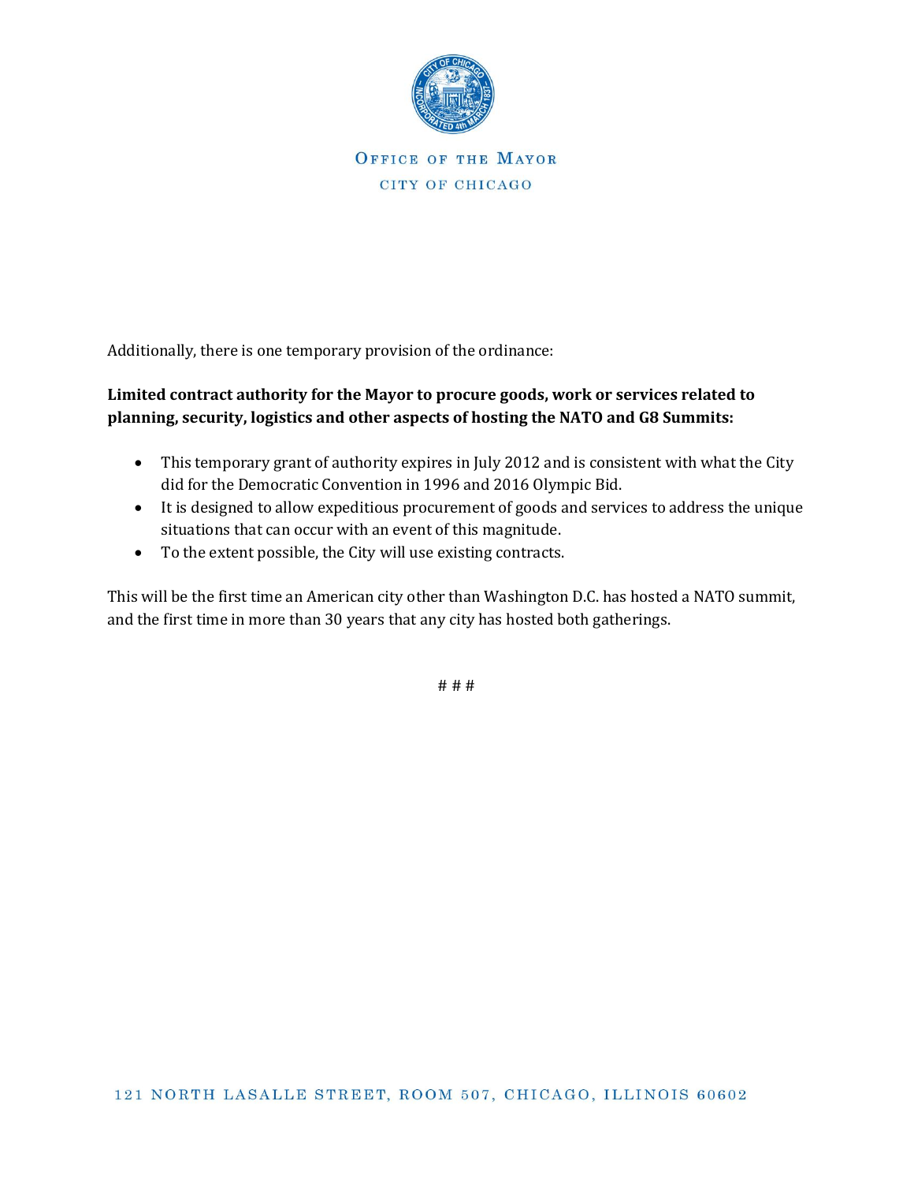Additionally, there is one temporary provision of the ordinance:

**Limited contract authority for the Mayor to procure goods, work or services related to planning, security, logistics and other aspects of hosting the NATO and G8 Summits:**

- This temporary grant of authority expires in July 2012 and is consistent with what the City did for the Democratic Convention in 1996 and 2016 Olympic Bid.
- It is designed to allow expeditious procurement of goods and services to address the unique situations that can occur with an event of this magnitude.
- To the extent possible, the City will use existing contracts.

This will be the first time an American city other than Washington D.C. has hosted a NATO summit, and the first time in more than 30 years that any city has hosted both gatherings.

# # #